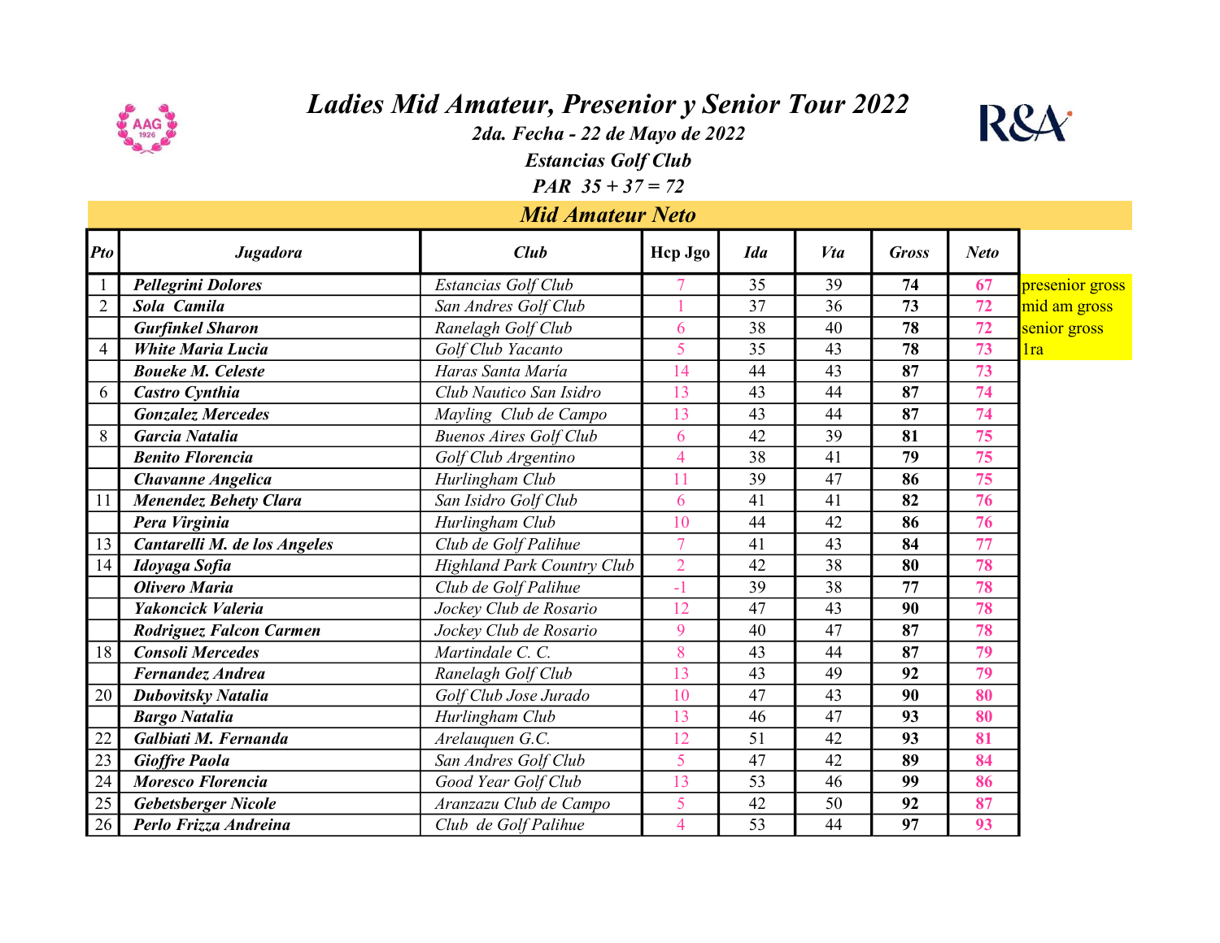# Ladies Mid Amateur, Presenior y Senior Tour 2022

**2da. Fecha - 22 de Mayo de 2022**

**Estancias Golf Club**

**PAR 35 + 37 = 72**

## Mid Amateur Neto

| Pto | Jugadora | Club | Hcp Jgo | Ida | Vta | Gross | Neto | |
|---|---|---|---|---|---|---|---|---|
| 1 | Pellegrini Dolores | Estancias Golf Club | 7 | 35 | 39 | 74 | 67 | presenior gross |
| 2 | Sola Camila | San Andres Golf Club | 1 | 37 | 36 | 73 | 72 | mid am gross |
| | Gurfinkel Sharon | Ranelagh Golf Club | 6 | 38 | 40 | 78 | 72 | senior gross |
| 4 | White Maria Lucia | Golf Club Yacanto | 5 | 35 | 43 | 78 | 73 | 1ra |
| | Boueke M. Celeste | Haras Santa Maria | 14 | 44 | 43 | 87 | 73 | |
| 6 | Castro Cynthia | Club Nautico San Isidro | 13 | 43 | 44 | 87 | 74 | |
| | Gonzalez Mercedes | Mayling Club de Campo | 13 | 43 | 44 | 87 | 74 | |
| 8 | Garcia Natalia | Buenos Aires Golf Club | 6 | 42 | 39 | 81 | 75 | |
| | Benito Florencia | Golf Club Argentino | 4 | 38 | 41 | 79 | 75 | |
| | Chavanne Angelica | Hurlingham Club | 11 | 39 | 47 | 86 | 75 | |
| 11 | Menendez Behety Clara | San Isidro Golf Club | 6 | 41 | 41 | 82 | 76 | |
| | Pera Virginia | Hurlingham Club | 10 | 44 | 42 | 86 | 76 | |
| 13 | Cantarelli M. de los Angeles | Club de Golf Palihue | 7 | 41 | 43 | 84 | 77 | |
| 14 | Idoyaga Sofia | Highland Park Country Club | 2 | 42 | 38 | 80 | 78 | |
| | Olivero Maria | Club de Golf Palihue | -1 | 39 | 38 | 77 | 78 | |
| | Yakoncick Valeria | Jockey Club de Rosario | 12 | 47 | 43 | 90 | 78 | |
| | Rodriguez Falcon Carmen | Jockey Club de Rosario | 9 | 40 | 47 | 87 | 78 | |
| 18 | Consoli Mercedes | Martindale C. C. | 8 | 43 | 44 | 87 | 79 | |
| | Fernandez Andrea | Ranelagh Golf Club | 13 | 43 | 49 | 92 | 79 | |
| 20 | Dubovitsky Natalia | Golf Club Jose Jurado | 10 | 47 | 43 | 90 | 80 | |
| | Bargo Natalia | Hurlingham Club | 13 | 46 | 47 | 93 | 80 | |
| 22 | Galbiati M. Fernanda | Arelauquen G.C. | 12 | 51 | 42 | 93 | 81 | |
| 23 | Gioffre Paola | San Andres Golf Club | 5 | 47 | 42 | 89 | 84 | |
| 24 | Moresco Florencia | Good Year Golf Club | 13 | 53 | 46 | 99 | 86 | |
| 25 | Gebetsberger Nicole | Aranzazu Club de Campo | 5 | 42 | 50 | 92 | 87 | |
| 26 | Perlo Frizza Andreina | Club de Golf Palihue | 4 | 53 | 44 | 97 | 93 | |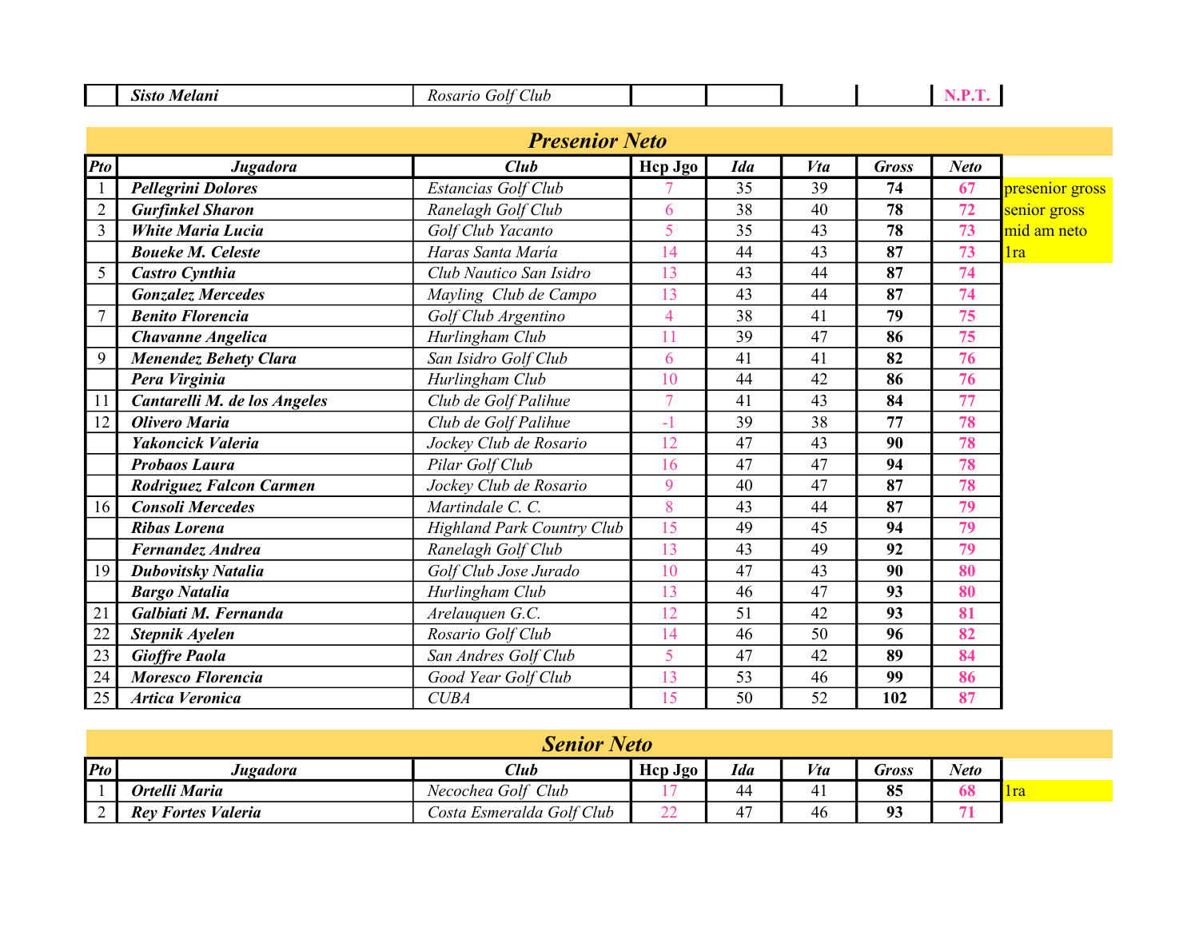| | *Sisto Melani* | *Rosario Golf Club* | | | | | N.P.T. |
|---|---|---|---|---|---|---|---|

## *Presenior Neto*

| Pto | Jugadora | Club | Hcp Jgo | Ida | Vta | Gross | Neto | |
|---|---|---|---|---|---|---|---|---|
| 1 | ***Pellegrini Dolores*** | *Estancias Golf Club* | 7 | 35 | 39 | **74** | **67** | presenior gross |
| 2 | ***Gurfinkel Sharon*** | *Ranelagh Golf Club* | 6 | 38 | 40 | **78** | **72** | senior gross |
| 3 | ***White Maria Lucia*** | *Golf Club Yacanto* | 5 | 35 | 43 | **78** | **73** | mid am neto |
| | ***Boueke M. Celeste*** | *Haras Santa María* | 14 | 44 | 43 | **87** | **73** | 1ra |
| 5 | ***Castro Cynthia*** | *Club Nautico San Isidro* | 13 | 43 | 44 | **87** | **74** | |
| | ***Gonzalez Mercedes*** | *Mayling Club de Campo* | 13 | 43 | 44 | **87** | **74** | |
| 7 | ***Benito Florencia*** | *Golf Club Argentino* | 4 | 38 | 41 | **79** | **75** | |
| | ***Chavanne Angelica*** | *Hurlingham Club* | 11 | 39 | 47 | **86** | **75** | |
| 9 | ***Menendez Behety Clara*** | *San Isidro Golf Club* | 6 | 41 | 41 | **82** | **76** | |
| | ***Pera Virginia*** | *Hurlingham Club* | 10 | 44 | 42 | **86** | **76** | |
| 11 | ***Cantarelli M. de los Angeles*** | *Club de Golf Palihue* | 7 | 41 | 43 | **84** | **77** | |
| 12 | ***Olivero Maria*** | *Club de Golf Palihue* | -1 | 39 | 38 | **77** | **78** | |
| | ***Yakoncick Valeria*** | *Jockey Club de Rosario* | 12 | 47 | 43 | **90** | **78** | |
| | ***Probaos Laura*** | *Pilar Golf Club* | 16 | 47 | 47 | **94** | **78** | |
| | ***Rodriguez Falcon Carmen*** | *Jockey Club de Rosario* | 9 | 40 | 47 | **87** | **78** | |
| 16 | ***Consoli Mercedes*** | *Martindale C. C.* | 8 | 43 | 44 | **87** | **79** | |
| | ***Ribas Lorena*** | *Highland Park Country Club* | 15 | 49 | 45 | **94** | **79** | |
| | ***Fernandez Andrea*** | *Ranelagh Golf Club* | 13 | 43 | 49 | **92** | **79** | |
| 19 | ***Dubovitsky Natalia*** | *Golf Club Jose Jurado* | 10 | 47 | 43 | **90** | **80** | |
| | ***Bargo Natalia*** | *Hurlingham Club* | 13 | 46 | 47 | **93** | **80** | |
| 21 | ***Galbiati M. Fernanda*** | *Arelauquen G.C.* | 12 | 51 | 42 | **93** | **81** | |
| 22 | ***Stepnik Ayelen*** | *Rosario Golf Club* | 14 | 46 | 50 | **96** | **82** | |
| 23 | ***Gioffre Paola*** | *San Andres Golf Club* | 5 | 47 | 42 | **89** | **84** | |
| 24 | ***Moresco Florencia*** | *Good Year Golf Club* | 13 | 53 | 46 | **99** | **86** | |
| 25 | ***Artica Veronica*** | *CUBA* | 15 | 50 | 52 | **102** | **87** | |

## *Senior Neto*

| Pto | Jugadora | Club | Hcp Jgo | Ida | Vta | Gross | Neto | |
|---|---|---|---|---|---|---|---|---|
| 1 | ***Ortelli Maria*** | *Necochea Golf Club* | 17 | 44 | 41 | **85** | **68** | 1ra |
| 2 | ***Rey Fortes Valeria*** | *Costa Esmeralda Golf Club* | 22 | 47 | 46 | **93** | **71** | |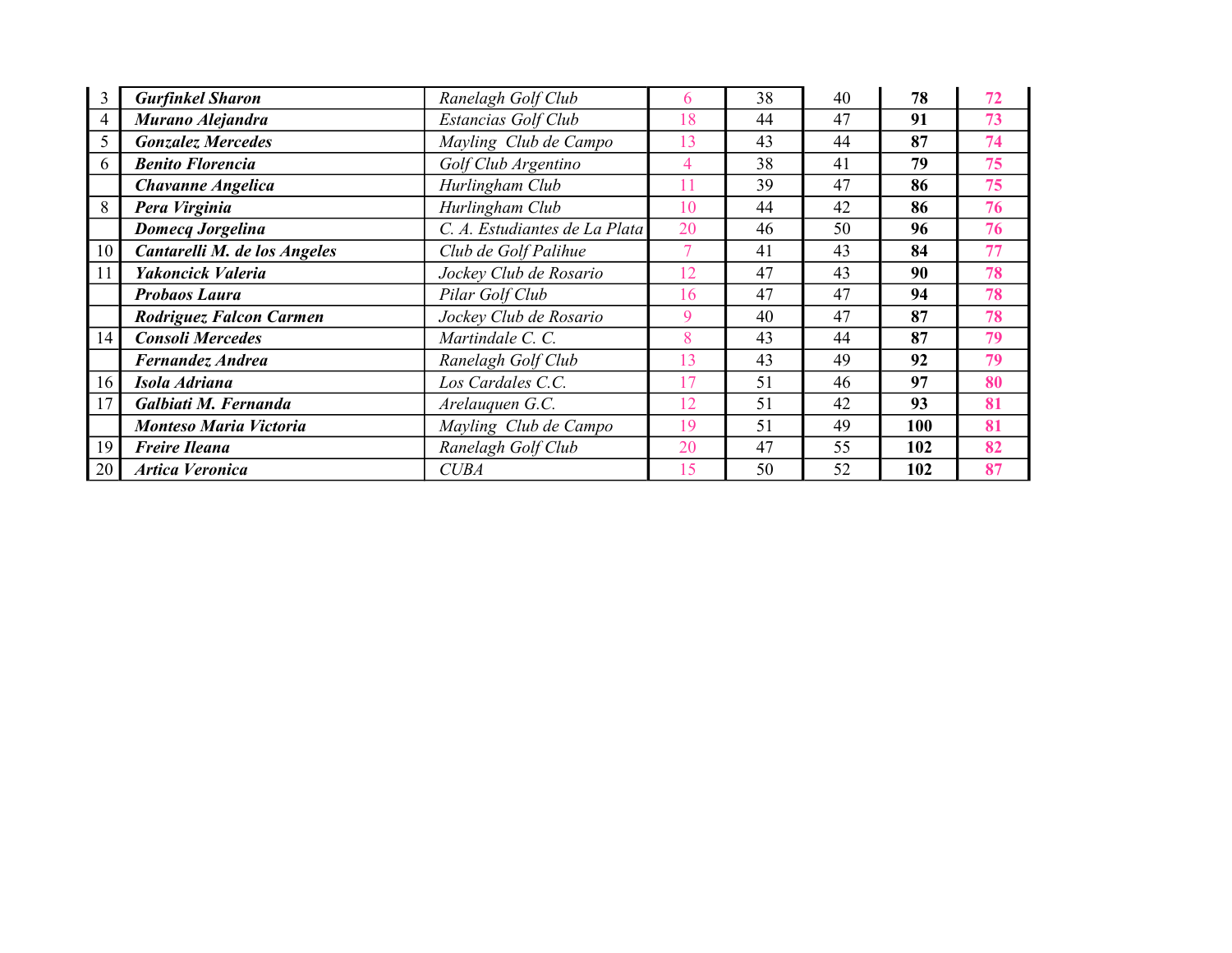| | | | | | | | |
|---|---|---|---|---|---|---|---|
| 3 | ***Gurfinkel Sharon*** | *Ranelagh Golf Club* | 6 | 38 | 40 | **78** | **72** |
| 4 | ***Murano Alejandra*** | *Estancias Golf Club* | 18 | 44 | 47 | **91** | **73** |
| 5 | ***Gonzalez Mercedes*** | *Mayling Club de Campo* | 13 | 43 | 44 | **87** | **74** |
| 6 | ***Benito Florencia*** | *Golf Club Argentino* | 4 | 38 | 41 | **79** | **75** |
| | ***Chavanne Angelica*** | *Hurlingham Club* | 11 | 39 | 47 | **86** | **75** |
| 8 | ***Pera Virginia*** | *Hurlingham Club* | 10 | 44 | 42 | **86** | **76** |
| | ***Domecq Jorgelina*** | *C. A. Estudiantes de La Plata* | 20 | 46 | 50 | **96** | **76** |
| 10 | ***Cantarelli M. de los Angeles*** | *Club de Golf Palihue* | 7 | 41 | 43 | **84** | **77** |
| 11 | ***Yakoncick Valeria*** | *Jockey Club de Rosario* | 12 | 47 | 43 | **90** | **78** |
| | ***Probaos Laura*** | *Pilar Golf Club* | 16 | 47 | 47 | **94** | **78** |
| | ***Rodriguez Falcon Carmen*** | *Jockey Club de Rosario* | 9 | 40 | 47 | **87** | **78** |
| 14 | ***Consoli Mercedes*** | *Martindale C. C.* | 8 | 43 | 44 | **87** | **79** |
| | ***Fernandez Andrea*** | *Ranelagh Golf Club* | 13 | 43 | 49 | **92** | **79** |
| 16 | ***Isola Adriana*** | *Los Cardales C.C.* | 17 | 51 | 46 | **97** | **80** |
| 17 | ***Galbiati M. Fernanda*** | *Arelauquen G.C.* | 12 | 51 | 42 | **93** | **81** |
| | ***Monteso Maria Victoria*** | *Mayling Club de Campo* | 19 | 51 | 49 | **100** | **81** |
| 19 | ***Freire Ileana*** | *Ranelagh Golf Club* | 20 | 47 | 55 | **102** | **82** |
| 20 | ***Artica Veronica*** | *CUBA* | 15 | 50 | 52 | **102** | **87** |